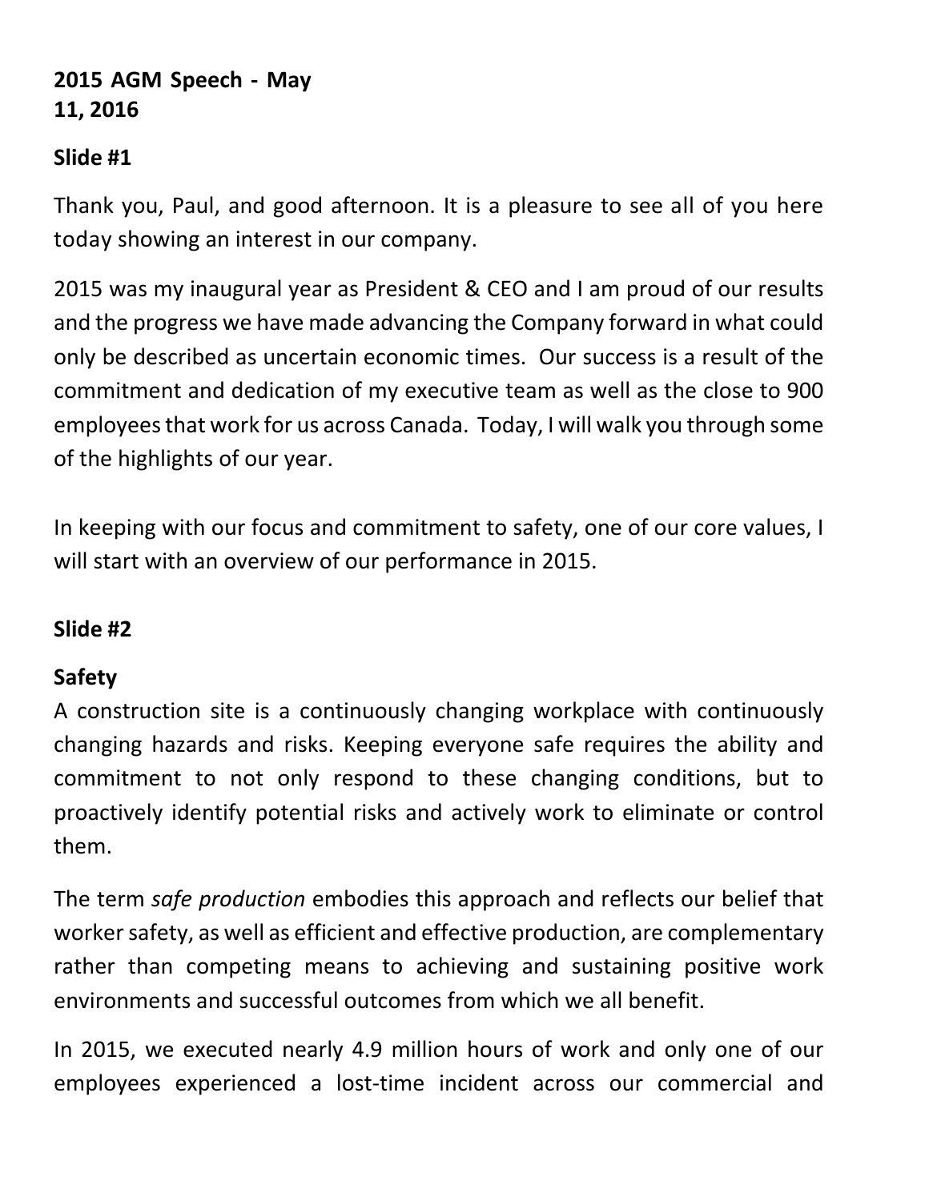**2015 AGM Speech - May 11, 2016**

**Slide #1**

Thank you, Paul, and good afternoon. It is a pleasure to see all of you here today showing an interest in our company.

2015 was my inaugural year as President & CEO and I am proud of our results and the progress we have made advancing the Company forward in what could only be described as uncertain economic times. Our success is a result of the commitment and dedication of my executive team as well as the close to 900 employees that work for us across Canada. Today, I will walk you through some of the highlights of our year.

In keeping with our focus and commitment to safety, one of our core values, I will start with an overview of our performance in 2015.

**Slide #2**

**Safety**

A construction site is a continuously changing workplace with continuously changing hazards and risks. Keeping everyone safe requires the ability and commitment to not only respond to these changing conditions, but to proactively identify potential risks and actively work to eliminate or control them.

The term *safe production* embodies this approach and reflects our belief that worker safety, as well as efficient and effective production, are complementary rather than competing means to achieving and sustaining positive work environments and successful outcomes from which we all benefit.

In 2015, we executed nearly 4.9 million hours of work and only one of our employees experienced a lost-time incident across our commercial and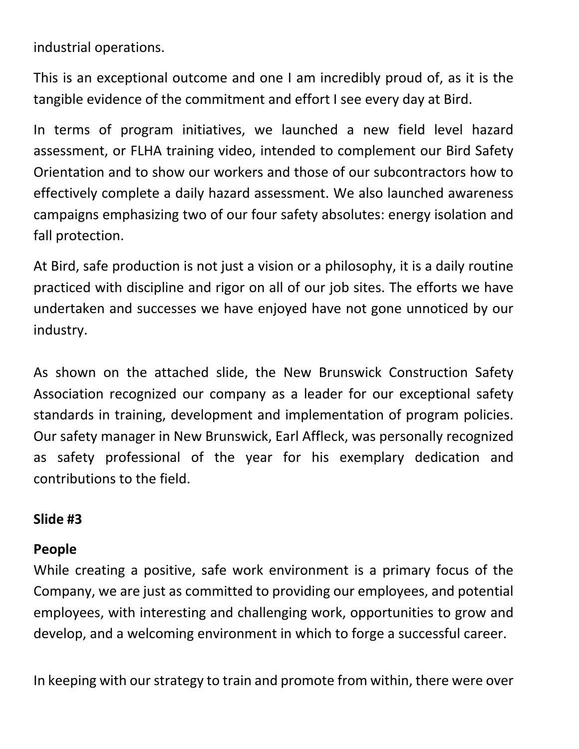industrial operations.

This is an exceptional outcome and one I am incredibly proud of, as it is the tangible evidence of the commitment and effort I see every day at Bird.

In terms of program initiatives, we launched a new field level hazard assessment, or FLHA training video, intended to complement our Bird Safety Orientation and to show our workers and those of our subcontractors how to effectively complete a daily hazard assessment. We also launched awareness campaigns emphasizing two of our four safety absolutes: energy isolation and fall protection.

At Bird, safe production is not just a vision or a philosophy, it is a daily routine practiced with discipline and rigor on all of our job sites. The efforts we have undertaken and successes we have enjoyed have not gone unnoticed by our industry.

As shown on the attached slide, the New Brunswick Construction Safety Association recognized our company as a leader for our exceptional safety standards in training, development and implementation of program policies. Our safety manager in New Brunswick, Earl Affleck, was personally recognized as safety professional of the year for his exemplary dedication and contributions to the field.

**Slide #3**

**People**

While creating a positive, safe work environment is a primary focus of the Company, we are just as committed to providing our employees, and potential employees, with interesting and challenging work, opportunities to grow and develop, and a welcoming environment in which to forge a successful career.

In keeping with our strategy to train and promote from within, there were over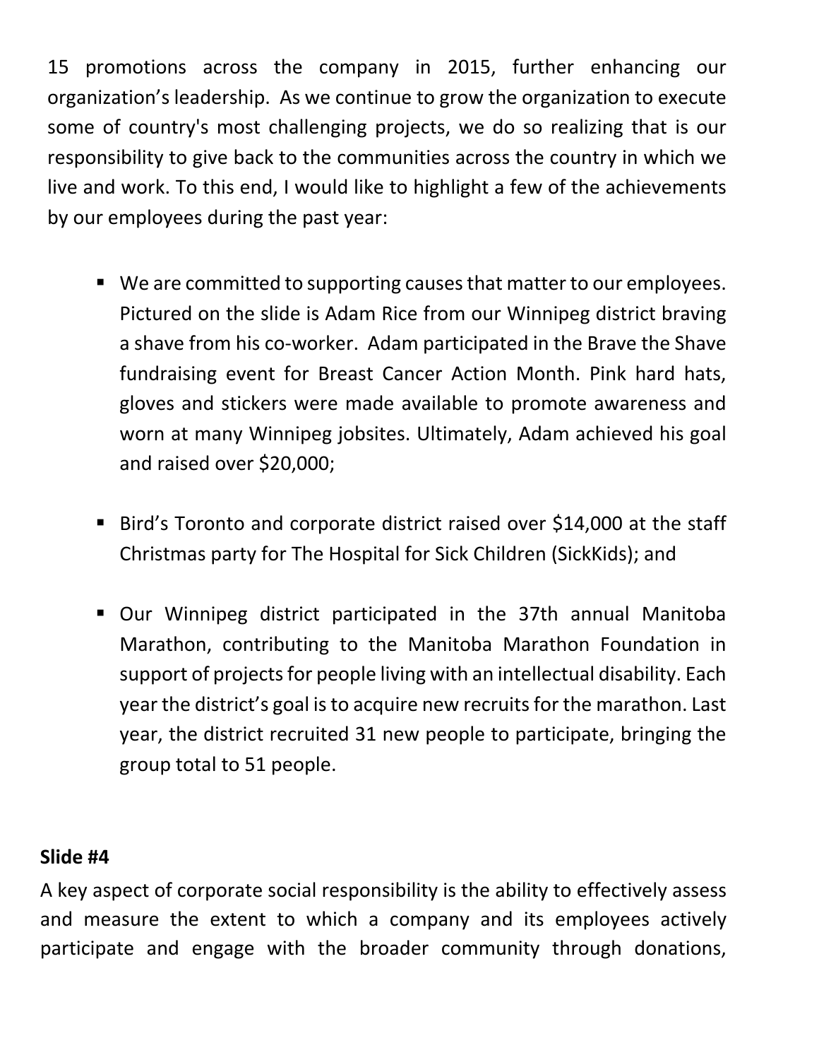15 promotions across the company in 2015, further enhancing our organization's leadership. As we continue to grow the organization to execute some of country's most challenging projects, we do so realizing that is our responsibility to give back to the communities across the country in which we live and work. To this end, I would like to highlight a few of the achievements by our employees during the past year:

- We are committed to supporting causes that matter to our employees. Pictured on the slide is Adam Rice from our Winnipeg district braving a shave from his co-worker. Adam participated in the Brave the Shave fundraising event for Breast Cancer Action Month. Pink hard hats, gloves and stickers were made available to promote awareness and worn at many Winnipeg jobsites. Ultimately, Adam achieved his goal and raised over $20,000;

- Bird's Toronto and corporate district raised over $14,000 at the staff Christmas party for The Hospital for Sick Children (SickKids); and

- Our Winnipeg district participated in the 37th annual Manitoba Marathon, contributing to the Manitoba Marathon Foundation in support of projects for people living with an intellectual disability. Each year the district's goal is to acquire new recruits for the marathon. Last year, the district recruited 31 new people to participate, bringing the group total to 51 people.

**Slide #4**

A key aspect of corporate social responsibility is the ability to effectively assess and measure the extent to which a company and its employees actively participate and engage with the broader community through donations,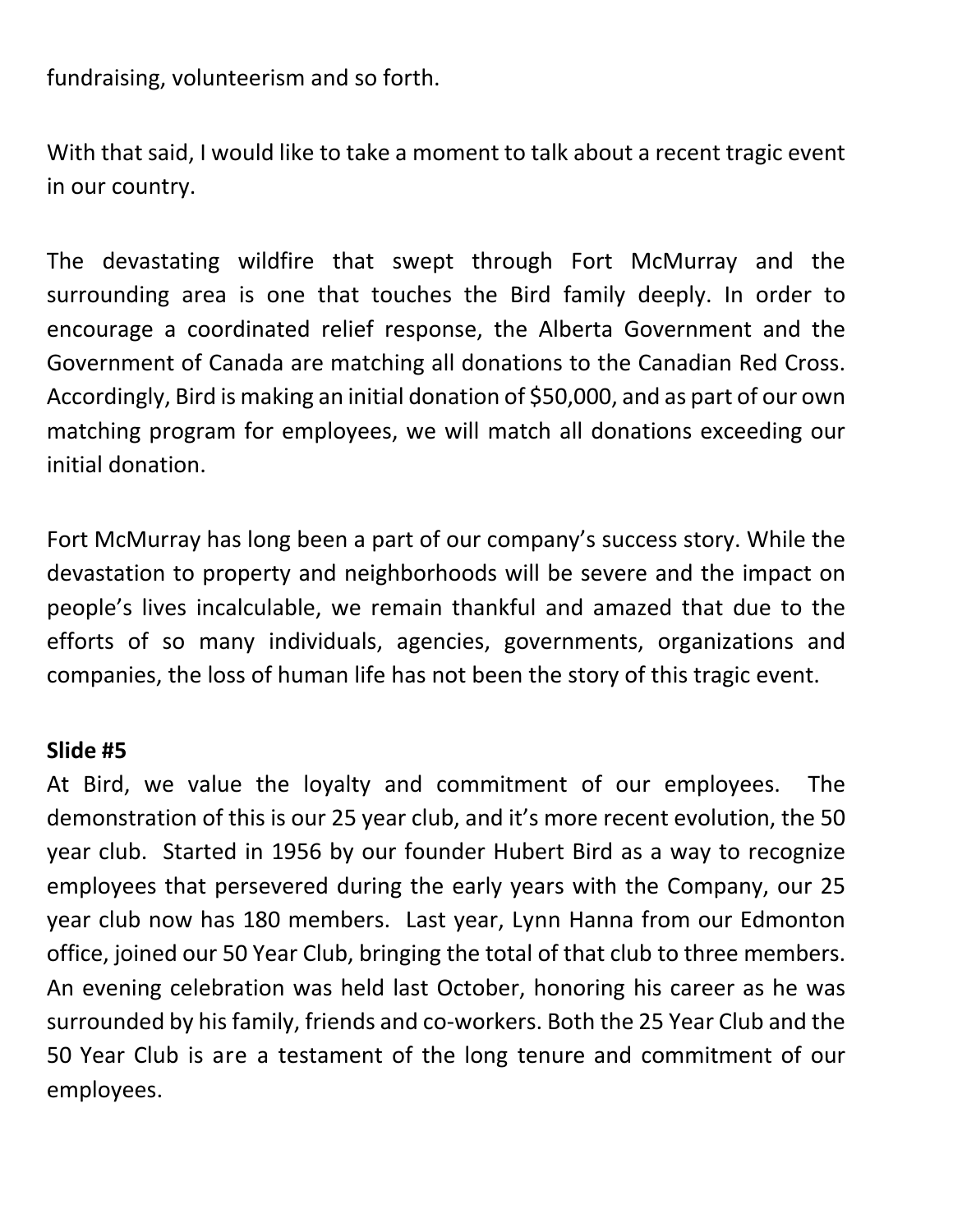fundraising, volunteerism and so forth.

With that said, I would like to take a moment to talk about a recent tragic event in our country.

The devastating wildfire that swept through Fort McMurray and the surrounding area is one that touches the Bird family deeply. In order to encourage a coordinated relief response, the Alberta Government and the Government of Canada are matching all donations to the Canadian Red Cross. Accordingly, Bird is making an initial donation of $50,000, and as part of our own matching program for employees, we will match all donations exceeding our initial donation.

Fort McMurray has long been a part of our company's success story. While the devastation to property and neighborhoods will be severe and the impact on people's lives incalculable, we remain thankful and amazed that due to the efforts of so many individuals, agencies, governments, organizations and companies, the loss of human life has not been the story of this tragic event.

**Slide #5**

At Bird, we value the loyalty and commitment of our employees. The demonstration of this is our 25 year club, and it's more recent evolution, the 50 year club. Started in 1956 by our founder Hubert Bird as a way to recognize employees that persevered during the early years with the Company, our 25 year club now has 180 members. Last year, Lynn Hanna from our Edmonton office, joined our 50 Year Club, bringing the total of that club to three members. An evening celebration was held last October, honoring his career as he was surrounded by his family, friends and co-workers. Both the 25 Year Club and the 50 Year Club is are a testament of the long tenure and commitment of our employees.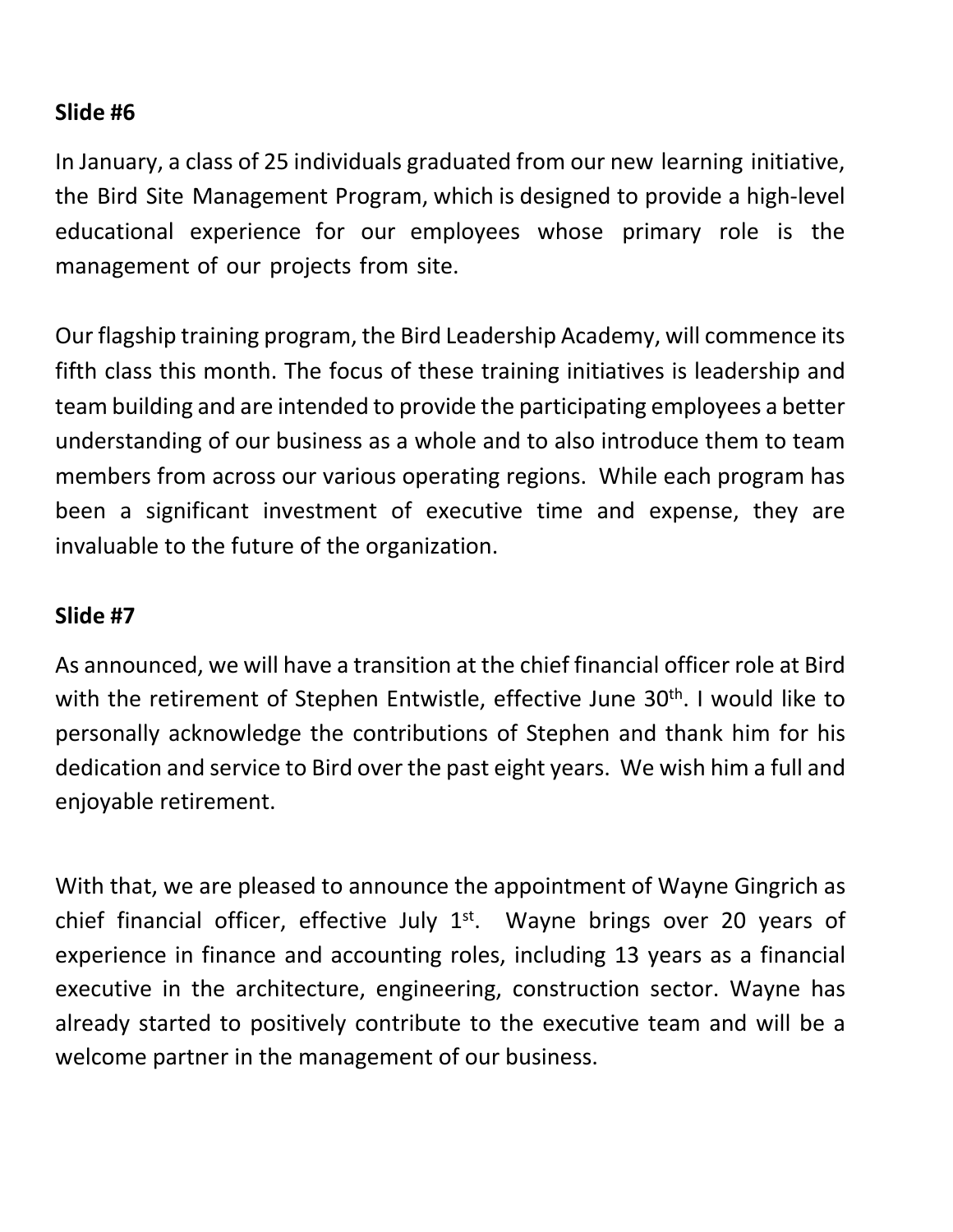**Slide #6**

In January, a class of 25 individuals graduated from our new learning initiative, the Bird Site Management Program, which is designed to provide a high-level educational experience for our employees whose primary role is the management of our projects from site.

Our flagship training program, the Bird Leadership Academy, will commence its fifth class this month. The focus of these training initiatives is leadership and team building and are intended to provide the participating employees a better understanding of our business as a whole and to also introduce them to team members from across our various operating regions. While each program has been a significant investment of executive time and expense, they are invaluable to the future of the organization.

**Slide #7**

As announced, we will have a transition at the chief financial officer role at Bird with the retirement of Stephen Entwistle, effective June 30th. I would like to personally acknowledge the contributions of Stephen and thank him for his dedication and service to Bird over the past eight years. We wish him a full and enjoyable retirement.

With that, we are pleased to announce the appointment of Wayne Gingrich as chief financial officer, effective July 1st. Wayne brings over 20 years of experience in finance and accounting roles, including 13 years as a financial executive in the architecture, engineering, construction sector. Wayne has already started to positively contribute to the executive team and will be a welcome partner in the management of our business.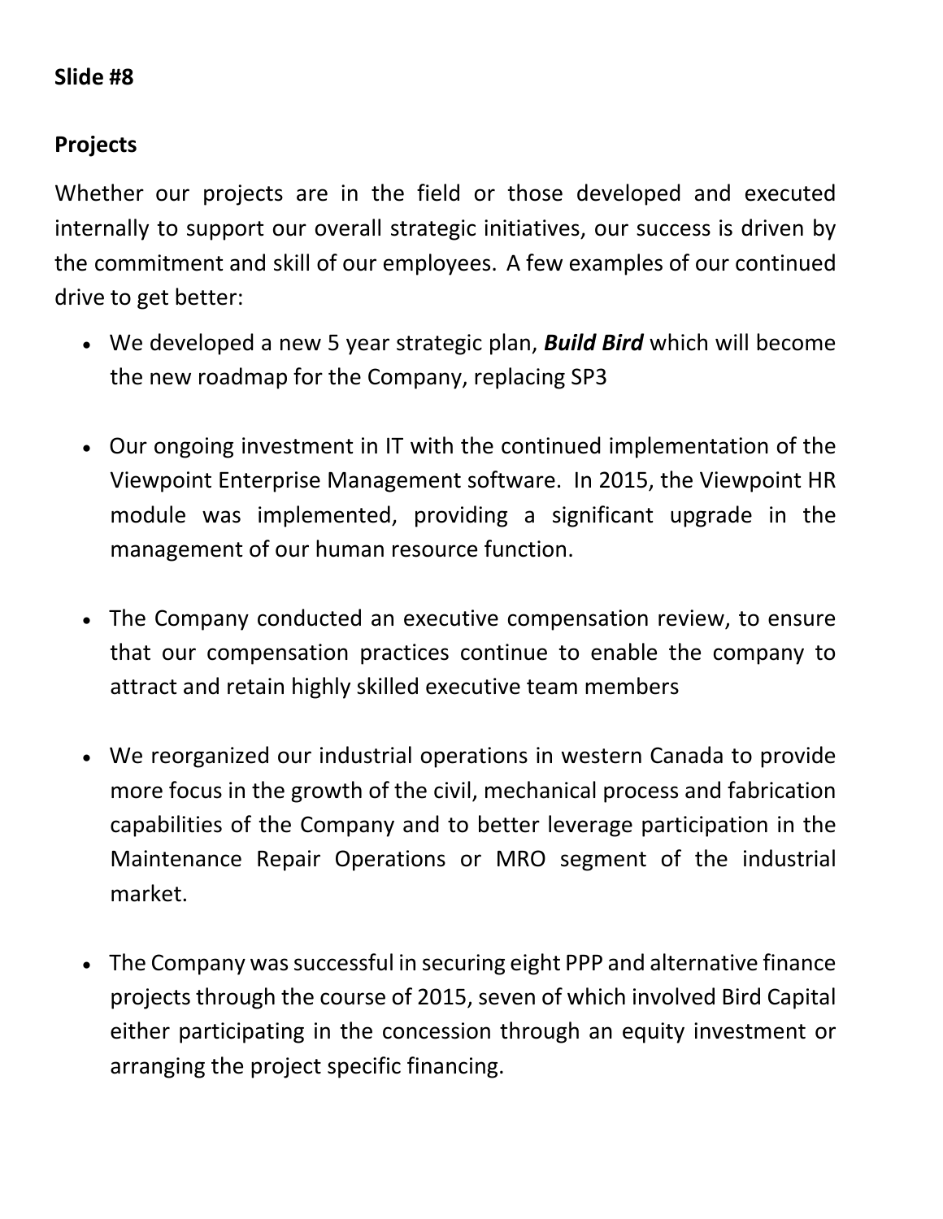**Slide #8**

**Projects**

Whether our projects are in the field or those developed and executed internally to support our overall strategic initiatives, our success is driven by the commitment and skill of our employees. A few examples of our continued drive to get better:

- We developed a new 5 year strategic plan, ***Build Bird*** which will become the new roadmap for the Company, replacing SP3

- Our ongoing investment in IT with the continued implementation of the Viewpoint Enterprise Management software. In 2015, the Viewpoint HR module was implemented, providing a significant upgrade in the management of our human resource function.

- The Company conducted an executive compensation review, to ensure that our compensation practices continue to enable the company to attract and retain highly skilled executive team members

- We reorganized our industrial operations in western Canada to provide more focus in the growth of the civil, mechanical process and fabrication capabilities of the Company and to better leverage participation in the Maintenance Repair Operations or MRO segment of the industrial market.

- The Company was successful in securing eight PPP and alternative finance projects through the course of 2015, seven of which involved Bird Capital either participating in the concession through an equity investment or arranging the project specific financing.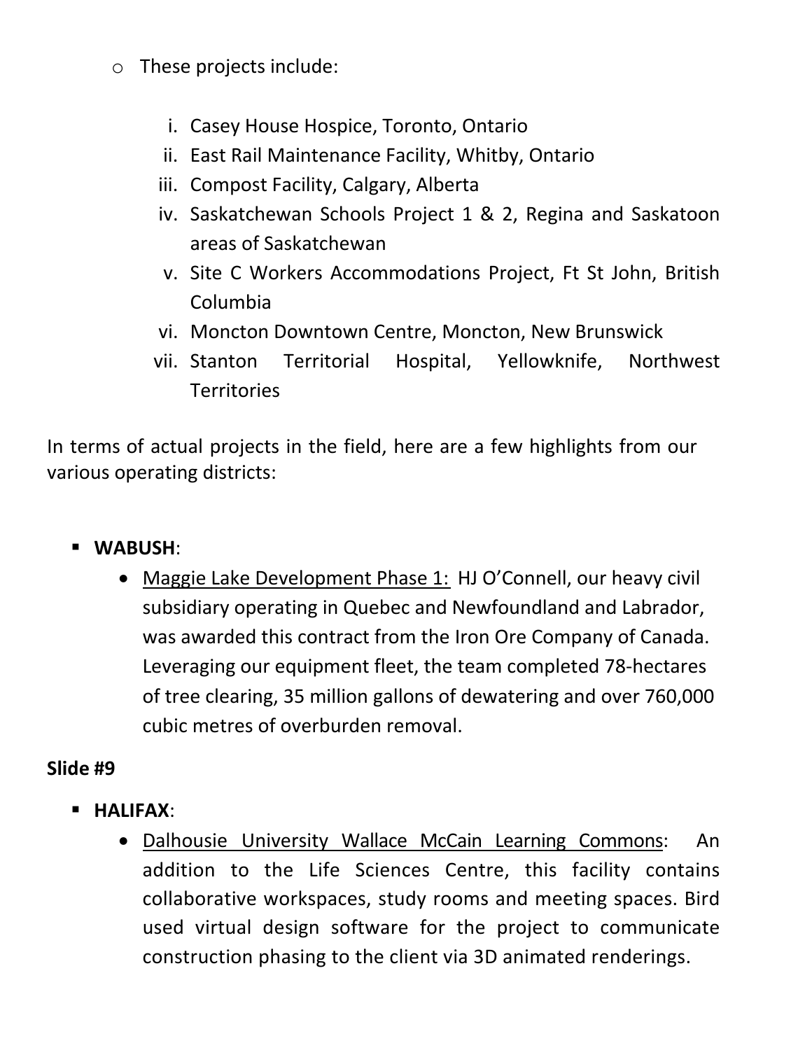- These projects include:

  i. Casey House Hospice, Toronto, Ontario
  ii. East Rail Maintenance Facility, Whitby, Ontario
  iii. Compost Facility, Calgary, Alberta
  iv. Saskatchewan Schools Project 1 & 2, Regina and Saskatoon areas of Saskatchewan
  v. Site C Workers Accommodations Project, Ft St John, British Columbia
  vi. Moncton Downtown Centre, Moncton, New Brunswick
  vii. Stanton Territorial Hospital, Yellowknife, Northwest Territories

In terms of actual projects in the field, here are a few highlights from our various operating districts:

- **WABUSH**:
  - <u>Maggie Lake Development Phase 1:</u> HJ O'Connell, our heavy civil subsidiary operating in Quebec and Newfoundland and Labrador, was awarded this contract from the Iron Ore Company of Canada. Leveraging our equipment fleet, the team completed 78-hectares of tree clearing, 35 million gallons of dewatering and over 760,000 cubic metres of overburden removal.

**Slide #9**

- **HALIFAX**:
  - <u>Dalhousie University Wallace McCain Learning Commons</u>: An addition to the Life Sciences Centre, this facility contains collaborative workspaces, study rooms and meeting spaces. Bird used virtual design software for the project to communicate construction phasing to the client via 3D animated renderings.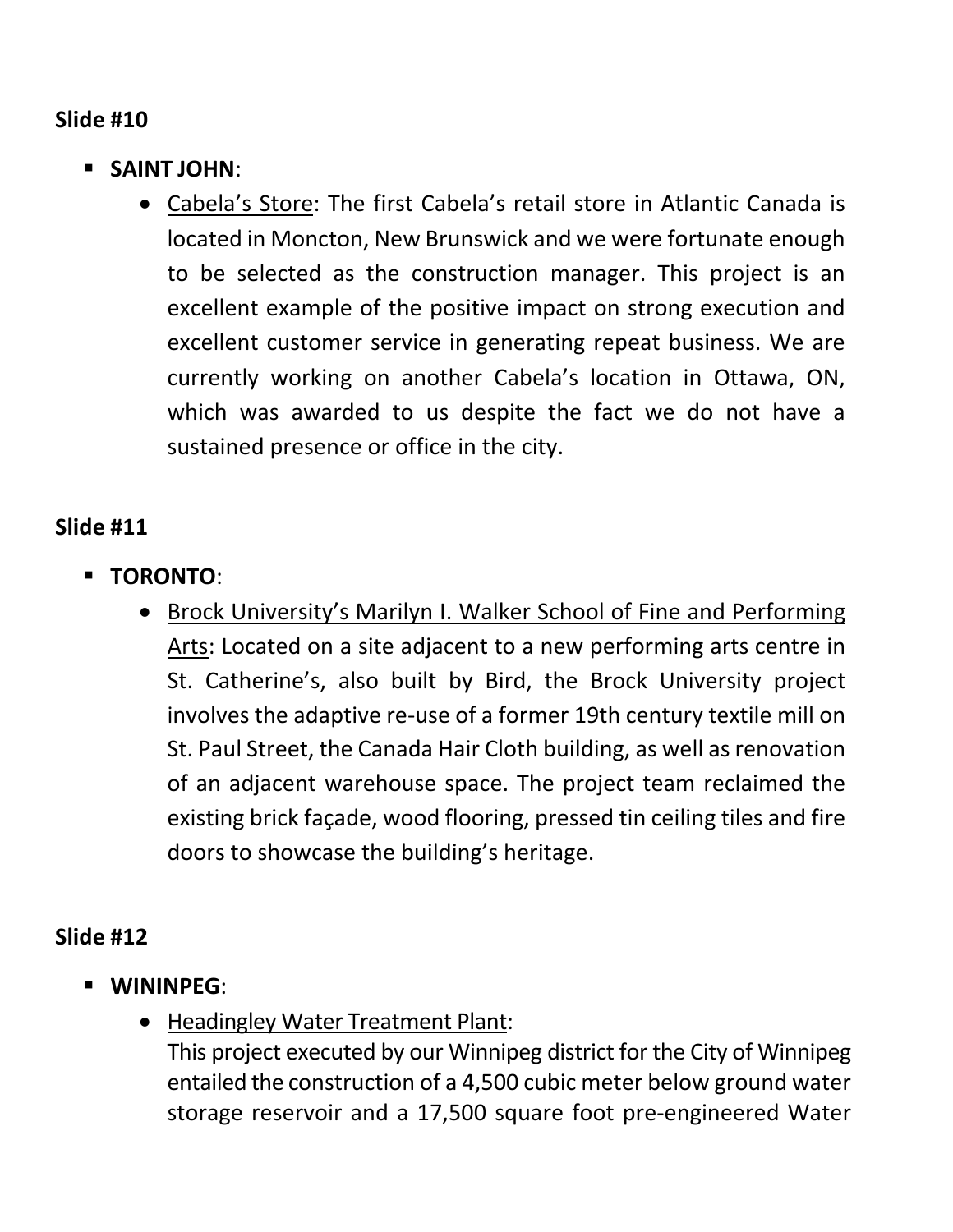**Slide #10**

- **SAINT JOHN**:
  - Cabela's Store: The first Cabela's retail store in Atlantic Canada is located in Moncton, New Brunswick and we were fortunate enough to be selected as the construction manager. This project is an excellent example of the positive impact on strong execution and excellent customer service in generating repeat business. We are currently working on another Cabela's location in Ottawa, ON, which was awarded to us despite the fact we do not have a sustained presence or office in the city.

**Slide #11**

- **TORONTO**:
  - Brock University's Marilyn I. Walker School of Fine and Performing Arts: Located on a site adjacent to a new performing arts centre in St. Catherine's, also built by Bird, the Brock University project involves the adaptive re-use of a former 19th century textile mill on St. Paul Street, the Canada Hair Cloth building, as well as renovation of an adjacent warehouse space. The project team reclaimed the existing brick façade, wood flooring, pressed tin ceiling tiles and fire doors to showcase the building's heritage.

**Slide #12**

- **WININPEG**:
  - Headingley Water Treatment Plant:
    This project executed by our Winnipeg district for the City of Winnipeg entailed the construction of a 4,500 cubic meter below ground water storage reservoir and a 17,500 square foot pre-engineered Water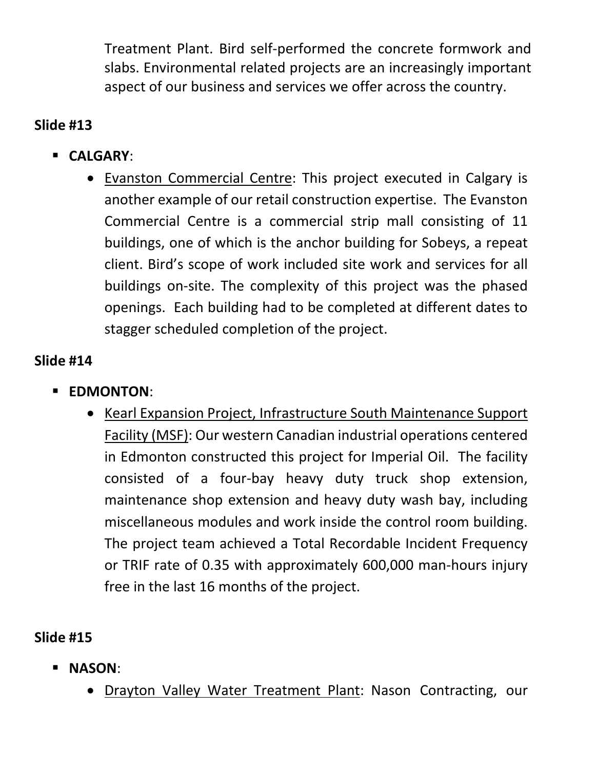Treatment Plant. Bird self-performed the concrete formwork and slabs. Environmental related projects are an increasingly important aspect of our business and services we offer across the country.

**Slide #13**

- **CALGARY**:
    - <u>Evanston Commercial Centre</u>: This project executed in Calgary is another example of our retail construction expertise. The Evanston Commercial Centre is a commercial strip mall consisting of 11 buildings, one of which is the anchor building for Sobeys, a repeat client. Bird's scope of work included site work and services for all buildings on-site. The complexity of this project was the phased openings. Each building had to be completed at different dates to stagger scheduled completion of the project.

**Slide #14**

- **EDMONTON**:
    - <u>Kearl Expansion Project, Infrastructure South Maintenance Support Facility (MSF)</u>: Our western Canadian industrial operations centered in Edmonton constructed this project for Imperial Oil. The facility consisted of a four-bay heavy duty truck shop extension, maintenance shop extension and heavy duty wash bay, including miscellaneous modules and work inside the control room building. The project team achieved a Total Recordable Incident Frequency or TRIF rate of 0.35 with approximately 600,000 man-hours injury free in the last 16 months of the project.

**Slide #15**

- **NASON**:
    - <u>Drayton Valley Water Treatment Plant</u>: Nason Contracting, our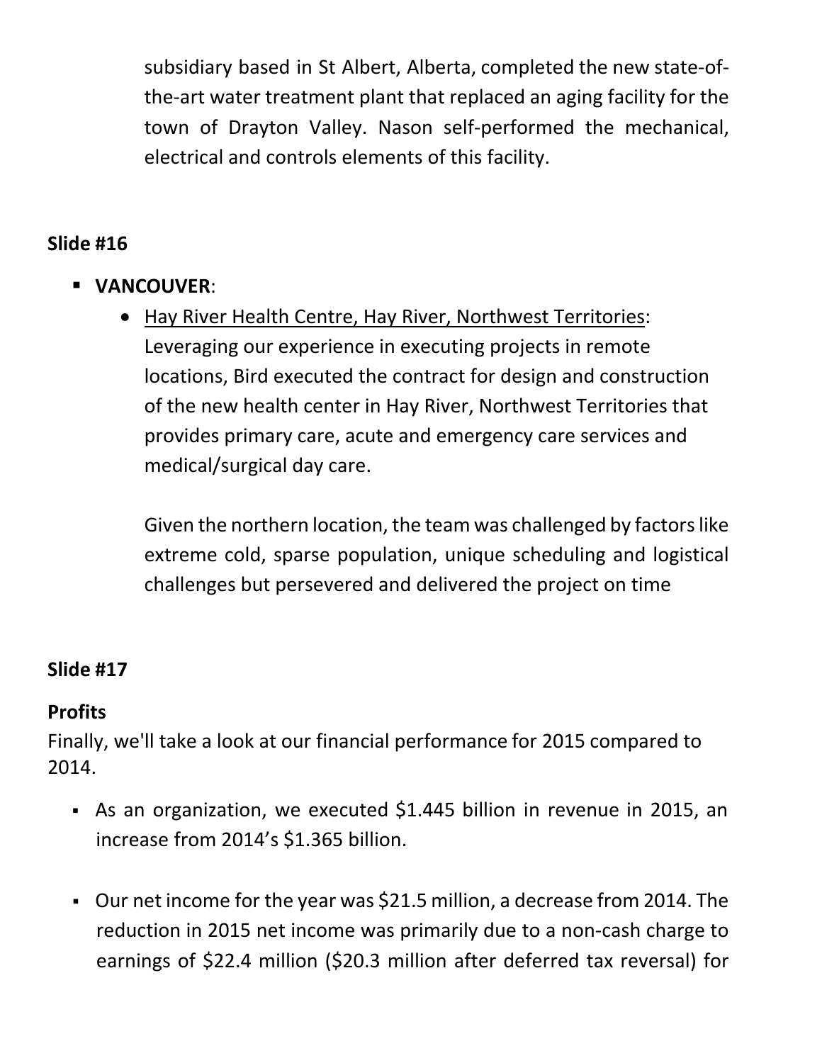subsidiary based in St Albert, Alberta, completed the new state-of-the-art water treatment plant that replaced an aging facility for the town of Drayton Valley. Nason self-performed the mechanical, electrical and controls elements of this facility.

**Slide #16**

- **VANCOUVER**:
  - Hay River Health Centre, Hay River, Northwest Territories: Leveraging our experience in executing projects in remote locations, Bird executed the contract for design and construction of the new health center in Hay River, Northwest Territories that provides primary care, acute and emergency care services and medical/surgical day care.

    Given the northern location, the team was challenged by factors like extreme cold, sparse population, unique scheduling and logistical challenges but persevered and delivered the project on time

**Slide #17**

**Profits**

Finally, we'll take a look at our financial performance for 2015 compared to 2014.

- As an organization, we executed $1.445 billion in revenue in 2015, an increase from 2014's $1.365 billion.

- Our net income for the year was $21.5 million, a decrease from 2014. The reduction in 2015 net income was primarily due to a non-cash charge to earnings of $22.4 million ($20.3 million after deferred tax reversal) for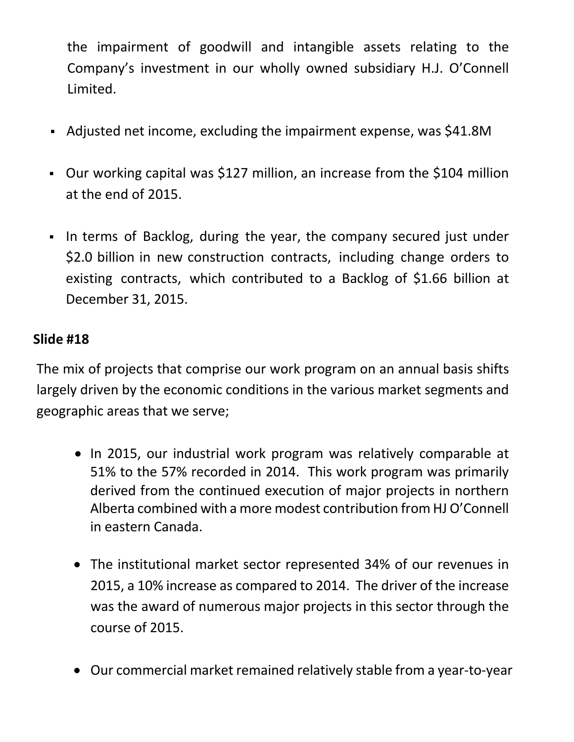the impairment of goodwill and intangible assets relating to the Company's investment in our wholly owned subsidiary H.J. O'Connell Limited.

- Adjusted net income, excluding the impairment expense, was $41.8M

- Our working capital was $127 million, an increase from the $104 million at the end of 2015.

- In terms of Backlog, during the year, the company secured just under $2.0 billion in new construction contracts, including change orders to existing contracts, which contributed to a Backlog of $1.66 billion at December 31, 2015.

**Slide #18**

The mix of projects that comprise our work program on an annual basis shifts largely driven by the economic conditions in the various market segments and geographic areas that we serve;

- In 2015, our industrial work program was relatively comparable at 51% to the 57% recorded in 2014. This work program was primarily derived from the continued execution of major projects in northern Alberta combined with a more modest contribution from HJ O'Connell in eastern Canada.

- The institutional market sector represented 34% of our revenues in 2015, a 10% increase as compared to 2014. The driver of the increase was the award of numerous major projects in this sector through the course of 2015.

- Our commercial market remained relatively stable from a year-to-year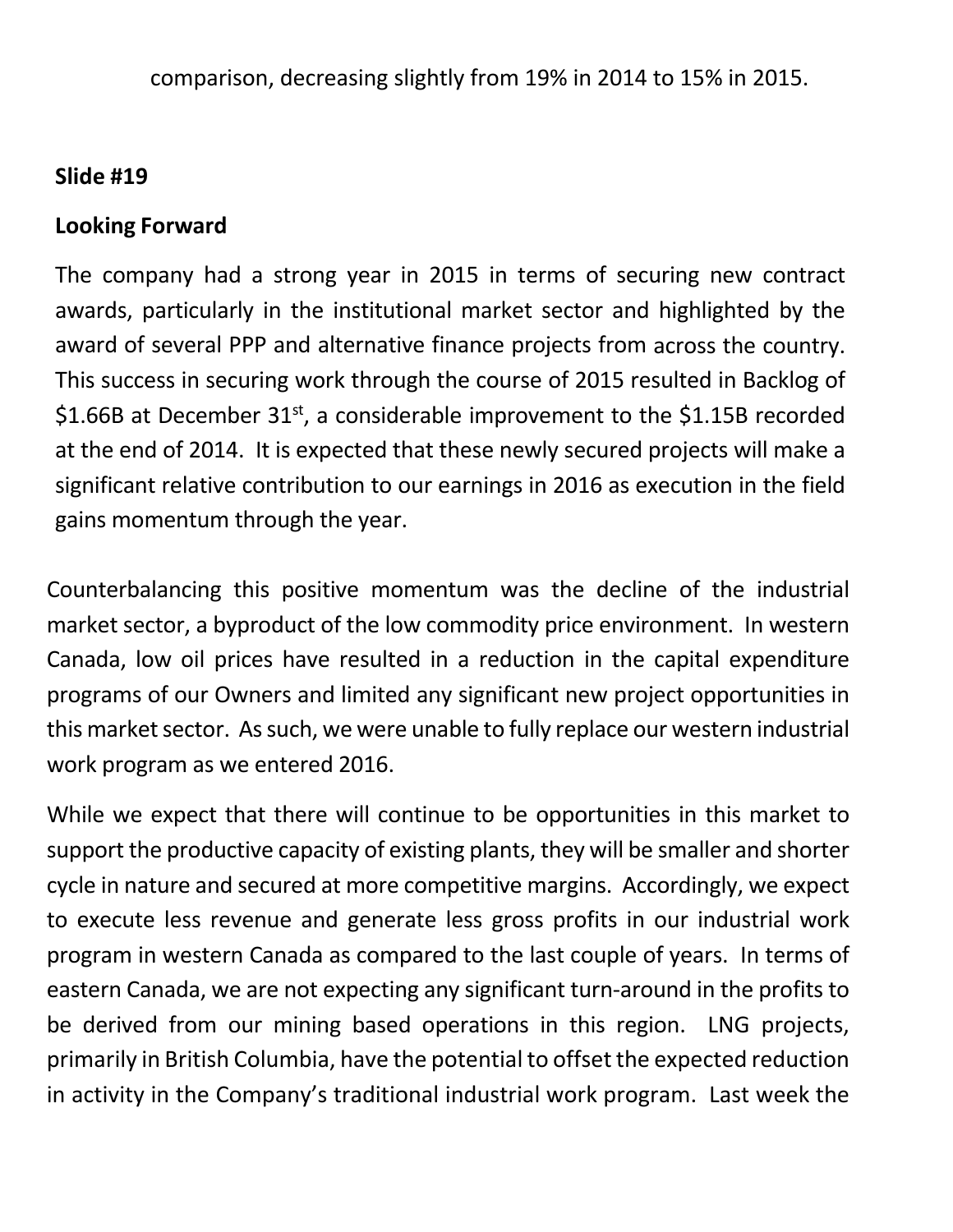comparison, decreasing slightly from 19% in 2014 to 15% in 2015.

**Slide #19**

**Looking Forward**

The company had a strong year in 2015 in terms of securing new contract awards, particularly in the institutional market sector and highlighted by the award of several PPP and alternative finance projects from across the country. This success in securing work through the course of 2015 resulted in Backlog of \$1.66B at December 31st, a considerable improvement to the \$1.15B recorded at the end of 2014. It is expected that these newly secured projects will make a significant relative contribution to our earnings in 2016 as execution in the field gains momentum through the year.

Counterbalancing this positive momentum was the decline of the industrial market sector, a byproduct of the low commodity price environment. In western Canada, low oil prices have resulted in a reduction in the capital expenditure programs of our Owners and limited any significant new project opportunities in this market sector. As such, we were unable to fully replace our western industrial work program as we entered 2016.

While we expect that there will continue to be opportunities in this market to support the productive capacity of existing plants, they will be smaller and shorter cycle in nature and secured at more competitive margins. Accordingly, we expect to execute less revenue and generate less gross profits in our industrial work program in western Canada as compared to the last couple of years. In terms of eastern Canada, we are not expecting any significant turn-around in the profits to be derived from our mining based operations in this region. LNG projects, primarily in British Columbia, have the potential to offset the expected reduction in activity in the Company's traditional industrial work program. Last week the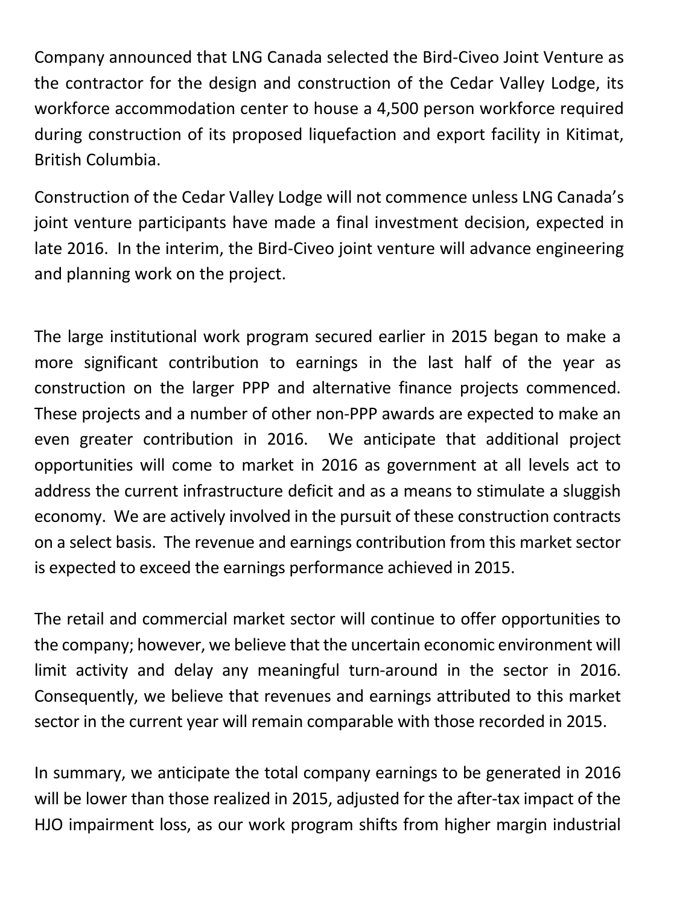Company announced that LNG Canada selected the Bird-Civeo Joint Venture as the contractor for the design and construction of the Cedar Valley Lodge, its workforce accommodation center to house a 4,500 person workforce required during construction of its proposed liquefaction and export facility in Kitimat, British Columbia.

Construction of the Cedar Valley Lodge will not commence unless LNG Canada's joint venture participants have made a final investment decision, expected in late 2016. In the interim, the Bird-Civeo joint venture will advance engineering and planning work on the project.

The large institutional work program secured earlier in 2015 began to make a more significant contribution to earnings in the last half of the year as construction on the larger PPP and alternative finance projects commenced. These projects and a number of other non-PPP awards are expected to make an even greater contribution in 2016. We anticipate that additional project opportunities will come to market in 2016 as government at all levels act to address the current infrastructure deficit and as a means to stimulate a sluggish economy. We are actively involved in the pursuit of these construction contracts on a select basis. The revenue and earnings contribution from this market sector is expected to exceed the earnings performance achieved in 2015.

The retail and commercial market sector will continue to offer opportunities to the company; however, we believe that the uncertain economic environment will limit activity and delay any meaningful turn-around in the sector in 2016. Consequently, we believe that revenues and earnings attributed to this market sector in the current year will remain comparable with those recorded in 2015.

In summary, we anticipate the total company earnings to be generated in 2016 will be lower than those realized in 2015, adjusted for the after-tax impact of the HJO impairment loss, as our work program shifts from higher margin industrial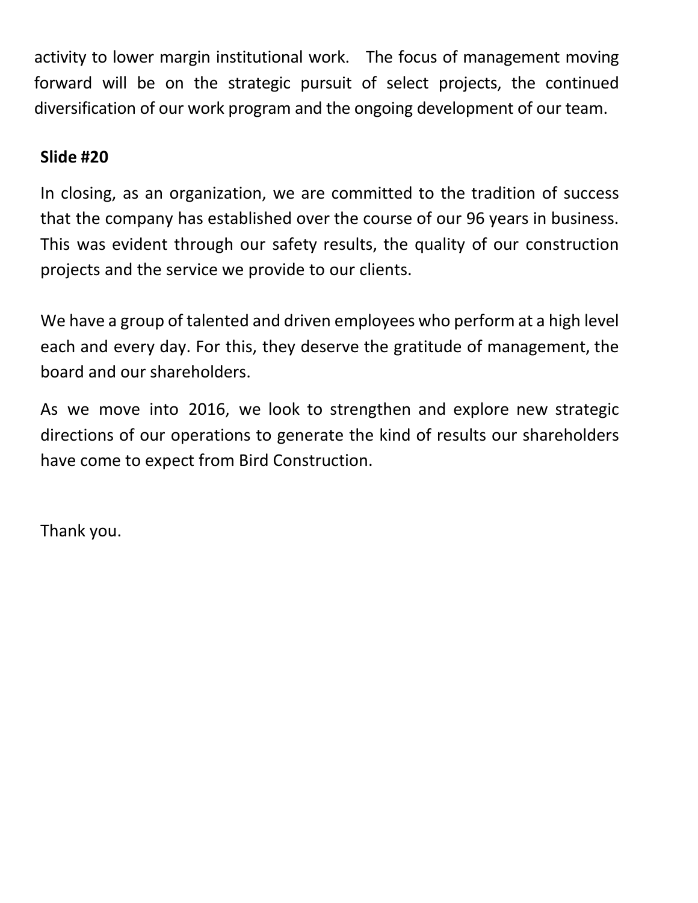activity to lower margin institutional work. The focus of management moving forward will be on the strategic pursuit of select projects, the continued diversification of our work program and the ongoing development of our team.

**Slide #20**

In closing, as an organization, we are committed to the tradition of success that the company has established over the course of our 96 years in business. This was evident through our safety results, the quality of our construction projects and the service we provide to our clients.

We have a group of talented and driven employees who perform at a high level each and every day. For this, they deserve the gratitude of management, the board and our shareholders.

As we move into 2016, we look to strengthen and explore new strategic directions of our operations to generate the kind of results our shareholders have come to expect from Bird Construction.

Thank you.